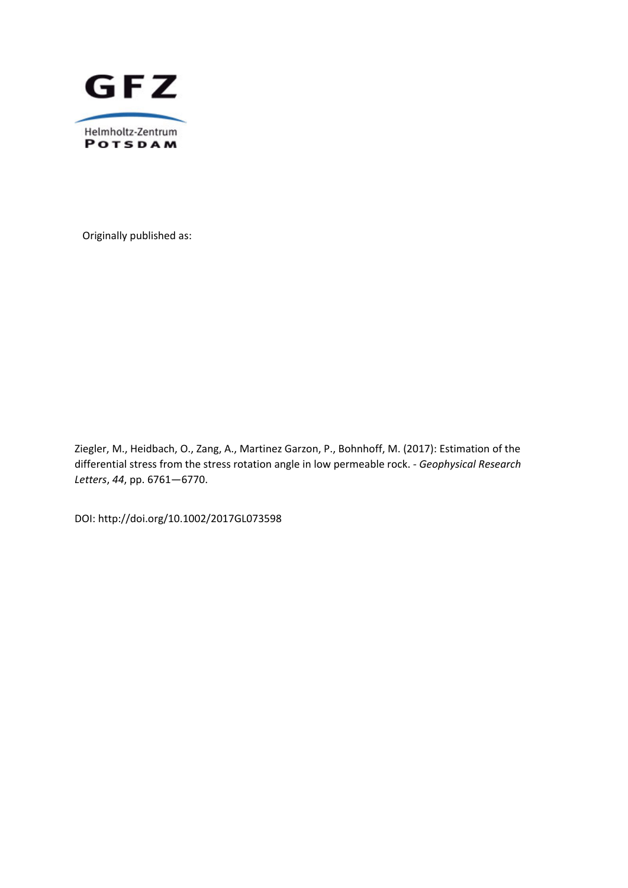GFZ

Helmholtz-Zentrum
POTSDAM

Originally published as:

Ziegler, M., Heidbach, O., Zang, A., Martinez Garzon, P., Bohnhoff, M. (2017): Estimation of the differential stress from the stress rotation angle in low permeable rock. - *Geophysical Research Letters*, *44*, pp. 6761—6770.

DOI: http://doi.org/10.1002/2017GL073598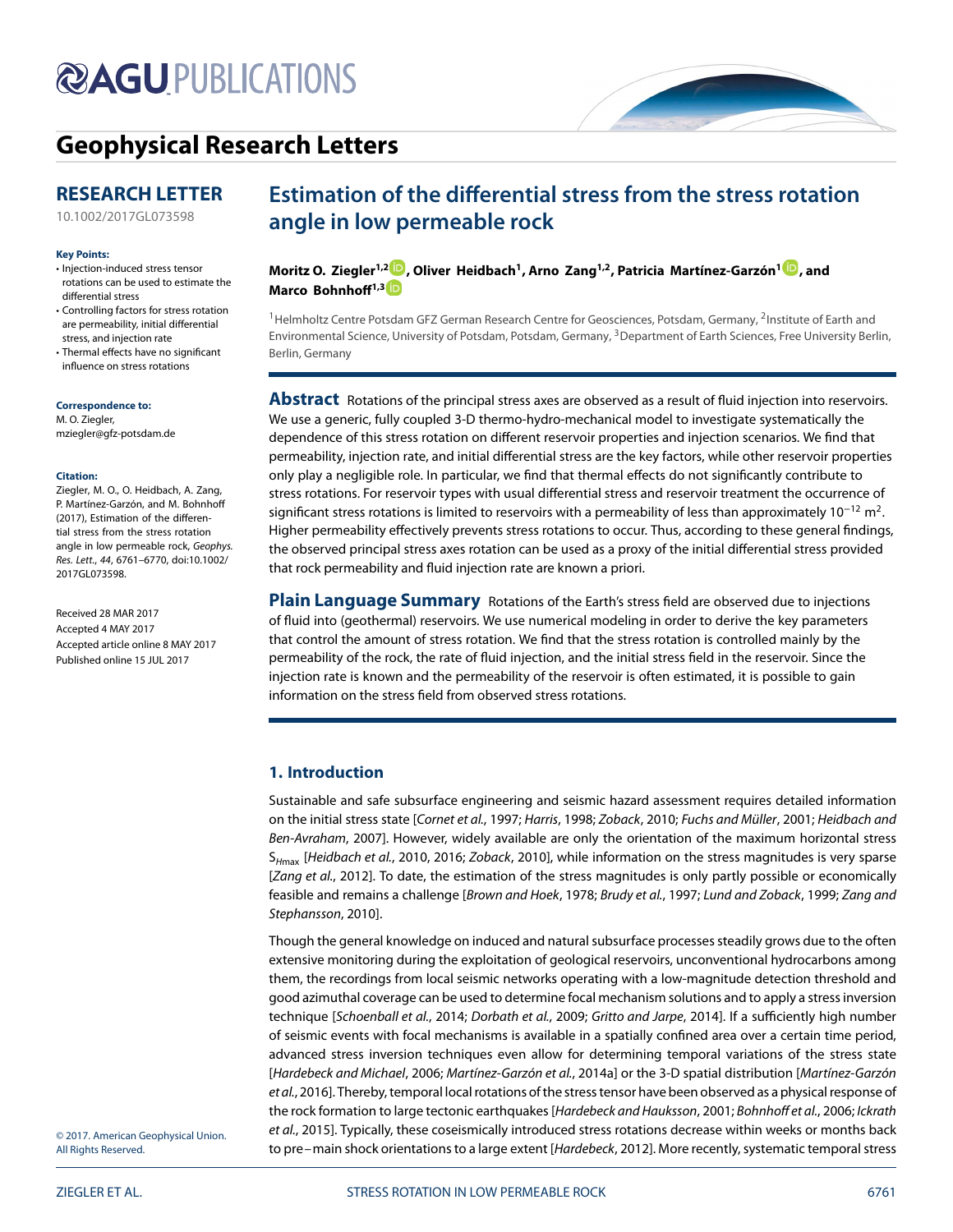AGU PUBLICATIONS

# Geophysical Research Letters

## RESEARCH LETTER

10.1002/2017GL073598

**Key Points:**

- Injection-induced stress tensor rotations can be used to estimate the differential stress
- Controlling factors for stress rotation are permeability, initial differential stress, and injection rate
- Thermal effects have no significant influence on stress rotations

**Correspondence to:**

M. O. Ziegler,
mziegler@gfz-potsdam.de

**Citation:**

Ziegler, M. O., O. Heidbach, A. Zang, P. Martínez-Garzón, and M. Bohnhoff (2017), Estimation of the differential stress from the stress rotation angle in low permeable rock, *Geophys. Res. Lett.*, *44*, 6761–6770, doi:10.1002/2017GL073598.

Received 28 MAR 2017
Accepted 4 MAY 2017
Accepted article online 8 MAY 2017
Published online 15 JUL 2017

© 2017. American Geophysical Union. All Rights Reserved.

# Estimation of the differential stress from the stress rotation angle in low permeable rock

**Moritz O. Ziegler[1,2], Oliver Heidbach[1], Arno Zang[1,2], Patricia Martínez-Garzón[1], and Marco Bohnhoff[1,3]**

[1]Helmholtz Centre Potsdam GFZ German Research Centre for Geosciences, Potsdam, Germany, [2]Institute of Earth and Environmental Science, University of Potsdam, Potsdam, Germany, [3]Department of Earth Sciences, Free University Berlin, Berlin, Germany

**Abstract** Rotations of the principal stress axes are observed as a result of fluid injection into reservoirs. We use a generic, fully coupled 3-D thermo-hydro-mechanical model to investigate systematically the dependence of this stress rotation on different reservoir properties and injection scenarios. We find that permeability, injection rate, and initial differential stress are the key factors, while other reservoir properties only play a negligible role. In particular, we find that thermal effects do not significantly contribute to stress rotations. For reservoir types with usual differential stress and reservoir treatment the occurrence of significant stress rotations is limited to reservoirs with a permeability of less than approximately $10^{-12}$ m$^2$. Higher permeability effectively prevents stress rotations to occur. Thus, according to these general findings, the observed principal stress axes rotation can be used as a proxy of the initial differential stress provided that rock permeability and fluid injection rate are known a priori.

**Plain Language Summary** Rotations of the Earth's stress field are observed due to injections of fluid into (geothermal) reservoirs. We use numerical modeling in order to derive the key parameters that control the amount of stress rotation. We find that the stress rotation is controlled mainly by the permeability of the rock, the rate of fluid injection, and the initial stress field in the reservoir. Since the injection rate is known and the permeability of the reservoir is often estimated, it is possible to gain information on the stress field from observed stress rotations.

## 1. Introduction

Sustainable and safe subsurface engineering and seismic hazard assessment requires detailed information on the initial stress state [*Cornet et al.*, 1997; *Harris*, 1998; *Zoback*, 2010; *Fuchs and Müller*, 2001; *Heidbach and Ben-Avraham*, 2007]. However, widely available are only the orientation of the maximum horizontal stress $S_{Hmax}$ [*Heidbach et al.*, 2010, 2016; *Zoback*, 2010], while information on the stress magnitudes is very sparse [*Zang et al.*, 2012]. To date, the estimation of the stress magnitudes is only partly possible or economically feasible and remains a challenge [*Brown and Hoek*, 1978; *Brudy et al.*, 1997; *Lund and Zoback*, 1999; *Zang and Stephansson*, 2010].

Though the general knowledge on induced and natural subsurface processes steadily grows due to the often extensive monitoring during the exploitation of geological reservoirs, unconventional hydrocarbons among them, the recordings from local seismic networks operating with a low-magnitude detection threshold and good azimuthal coverage can be used to determine focal mechanism solutions and to apply a stress inversion technique [*Schoenball et al.*, 2014; *Dorbath et al.*, 2009; *Gritto and Jarpe*, 2014]. If a sufficiently high number of seismic events with focal mechanisms is available in a spatially confined area over a certain time period, advanced stress inversion techniques even allow for determining temporal variations of the stress state [*Hardebeck and Michael*, 2006; *Martínez-Garzón et al.*, 2014a] or the 3-D spatial distribution [*Martínez-Garzón et al.*, 2016]. Thereby, temporal local rotations of the stress tensor have been observed as a physical response of the rock formation to large tectonic earthquakes [*Hardebeck and Hauksson*, 2001; *Bohnhoff et al.*, 2006; *Ickrath et al.*, 2015]. Typically, these coseismically introduced stress rotations decrease within weeks or months back to pre–main shock orientations to a large extent [*Hardebeck*, 2012]. More recently, systematic temporal stress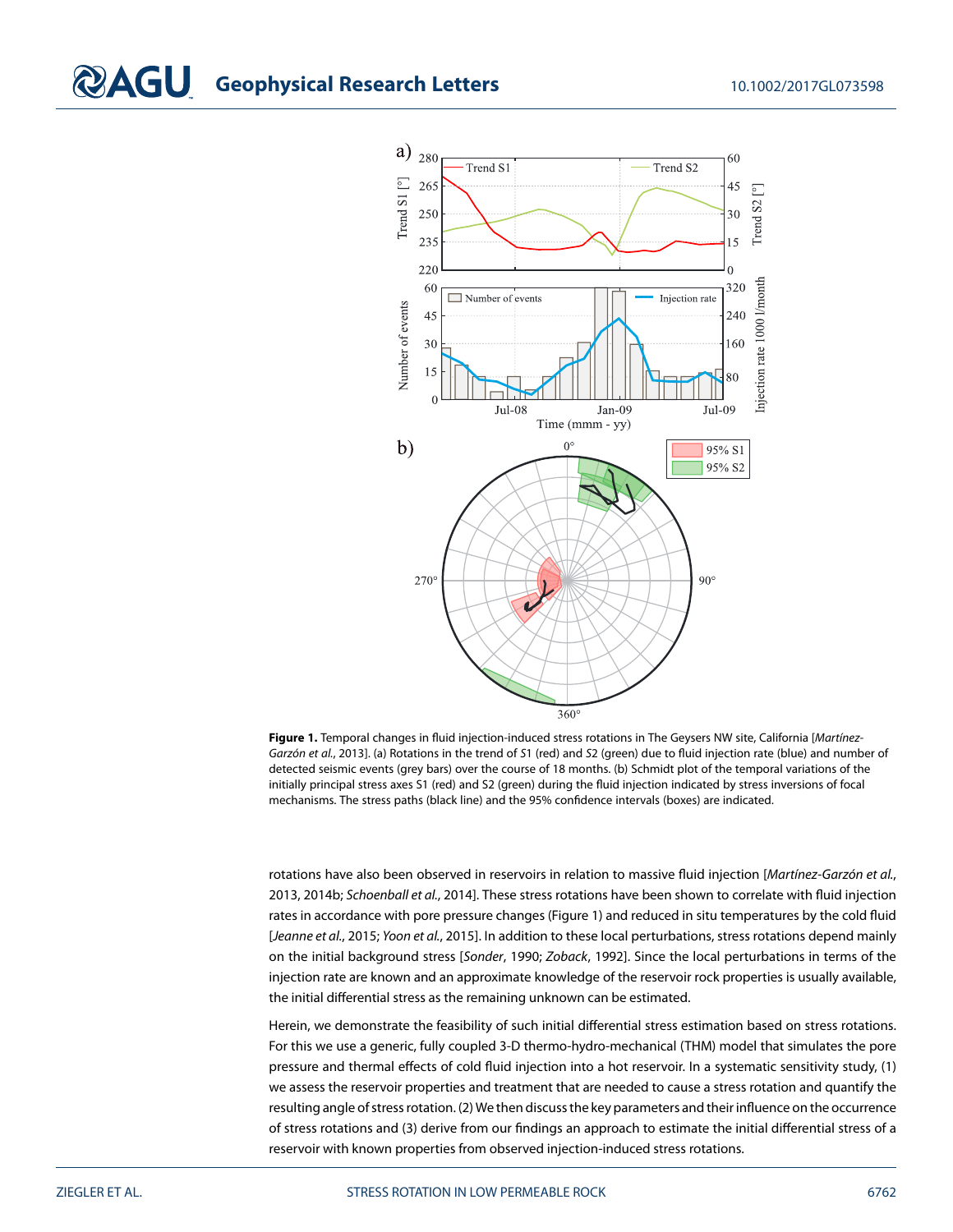a)

Trend S1 [°]

280
265
250
235
220

Trend S1

Trend S2

Trend S2 [°]

60
45
30
15
0

Number of events

60
45
30
15
0

Number of events

Injection rate

Injection rate 1000 l/month

320
240
160
80

Jul-08
Jan-09
Jul-09

Time (mmm - yy)

b)

0°

90°

360°

270°

95% S1

95% S2

**Figure 1.** Temporal changes in fluid injection-induced stress rotations in The Geysers NW site, California [*Martínez-Garzón et al.*, 2013]. (a) Rotations in the trend of *S*1 (red) and *S*2 (green) due to fluid injection rate (blue) and number of detected seismic events (grey bars) over the course of 18 months. (b) Schmidt plot of the temporal variations of the initially principal stress axes S1 (red) and S2 (green) during the fluid injection indicated by stress inversions of focal mechanisms. The stress paths (black line) and the 95% confidence intervals (boxes) are indicated.

rotations have also been observed in reservoirs in relation to massive fluid injection [*Martínez-Garzón et al.*, 2013, 2014b; *Schoenball et al.*, 2014]. These stress rotations have been shown to correlate with fluid injection rates in accordance with pore pressure changes (Figure 1) and reduced in situ temperatures by the cold fluid [*Jeanne et al.*, 2015; *Yoon et al.*, 2015]. In addition to these local perturbations, stress rotations depend mainly on the initial background stress [*Sonder*, 1990; *Zoback*, 1992]. Since the local perturbations in terms of the injection rate are known and an approximate knowledge of the reservoir rock properties is usually available, the initial differential stress as the remaining unknown can be estimated.

Herein, we demonstrate the feasibility of such initial differential stress estimation based on stress rotations. For this we use a generic, fully coupled 3-D thermo-hydro-mechanical (THM) model that simulates the pore pressure and thermal effects of cold fluid injection into a hot reservoir. In a systematic sensitivity study, (1) we assess the reservoir properties and treatment that are needed to cause a stress rotation and quantify the resulting angle of stress rotation. (2) We then discuss the key parameters and their influence on the occurrence of stress rotations and (3) derive from our findings an approach to estimate the initial differential stress of a reservoir with known properties from observed injection-induced stress rotations.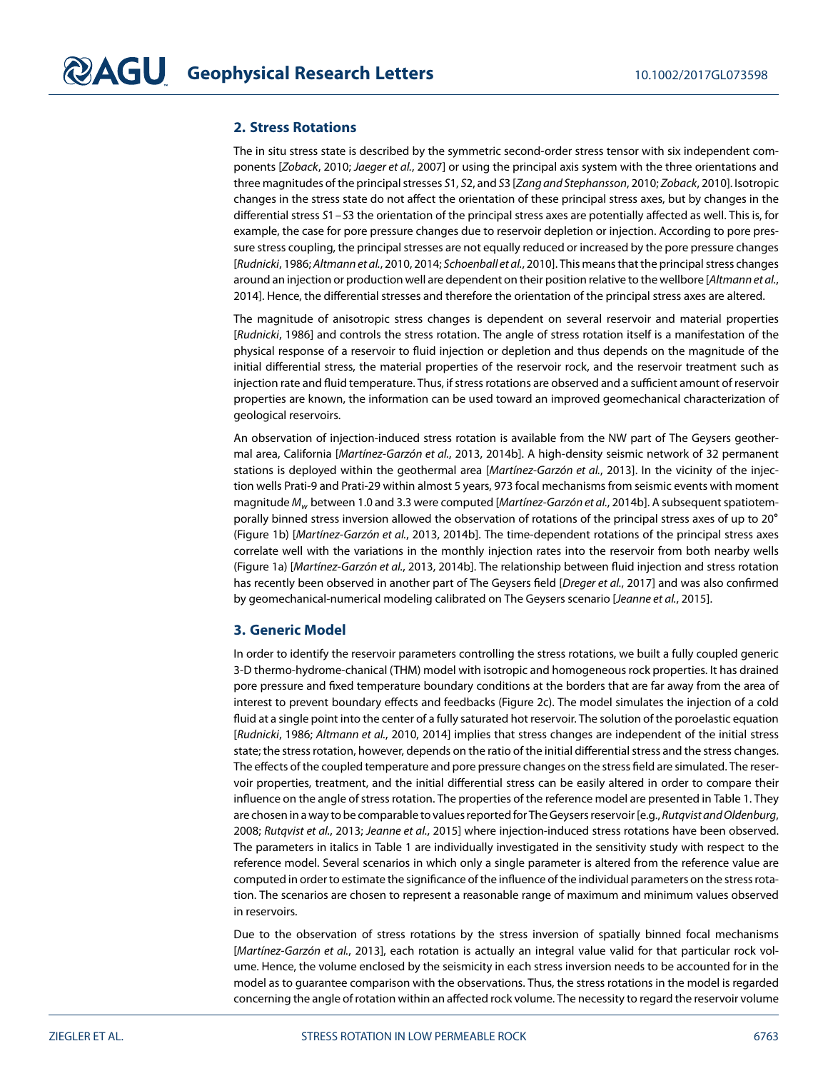## 2. Stress Rotations

The in situ stress state is described by the symmetric second-order stress tensor with six independent components [*Zoback*, 2010; *Jaeger et al.*, 2007] or using the principal axis system with the three orientations and three magnitudes of the principal stresses *S*1, *S*2, and *S*3 [*Zang and Stephansson*, 2010; *Zoback*, 2010]. Isotropic changes in the stress state do not affect the orientation of these principal stress axes, but by changes in the differential stress *S*1 – *S*3 the orientation of the principal stress axes are potentially affected as well. This is, for example, the case for pore pressure changes due to reservoir depletion or injection. According to pore pressure stress coupling, the principal stresses are not equally reduced or increased by the pore pressure changes [*Rudnicki*, 1986; *Altmann et al.*, 2010, 2014; *Schoenball et al.*, 2010]. This means that the principal stress changes around an injection or production well are dependent on their position relative to the wellbore [*Altmann et al.*, 2014]. Hence, the differential stresses and therefore the orientation of the principal stress axes are altered.

The magnitude of anisotropic stress changes is dependent on several reservoir and material properties [*Rudnicki*, 1986] and controls the stress rotation. The angle of stress rotation itself is a manifestation of the physical response of a reservoir to fluid injection or depletion and thus depends on the magnitude of the initial differential stress, the material properties of the reservoir rock, and the reservoir treatment such as injection rate and fluid temperature. Thus, if stress rotations are observed and a sufficient amount of reservoir properties are known, the information can be used toward an improved geomechanical characterization of geological reservoirs.

An observation of injection-induced stress rotation is available from the NW part of The Geysers geothermal area, California [*Martínez-Garzón et al.*, 2013, 2014b]. A high-density seismic network of 32 permanent stations is deployed within the geothermal area [*Martínez-Garzón et al.*, 2013]. In the vicinity of the injection wells Prati-9 and Prati-29 within almost 5 years, 973 focal mechanisms from seismic events with moment magnitude $M_w$ between 1.0 and 3.3 were computed [*Martínez-Garzón et al.*, 2014b]. A subsequent spatiotemporally binned stress inversion allowed the observation of rotations of the principal stress axes of up to 20° (Figure 1b) [*Martínez-Garzón et al.*, 2013, 2014b]. The time-dependent rotations of the principal stress axes correlate well with the variations in the monthly injection rates into the reservoir from both nearby wells (Figure 1a) [*Martínez-Garzón et al.*, 2013, 2014b]. The relationship between fluid injection and stress rotation has recently been observed in another part of The Geysers field [*Dreger et al.*, 2017] and was also confirmed by geomechanical-numerical modeling calibrated on The Geysers scenario [*Jeanne et al.*, 2015].

## 3. Generic Model

In order to identify the reservoir parameters controlling the stress rotations, we built a fully coupled generic 3-D thermo-hydrome-chanical (THM) model with isotropic and homogeneous rock properties. It has drained pore pressure and fixed temperature boundary conditions at the borders that are far away from the area of interest to prevent boundary effects and feedbacks (Figure 2c). The model simulates the injection of a cold fluid at a single point into the center of a fully saturated hot reservoir. The solution of the poroelastic equation [*Rudnicki*, 1986; *Altmann et al.*, 2010, 2014] implies that stress changes are independent of the initial stress state; the stress rotation, however, depends on the ratio of the initial differential stress and the stress changes. The effects of the coupled temperature and pore pressure changes on the stress field are simulated. The reservoir properties, treatment, and the initial differential stress can be easily altered in order to compare their influence on the angle of stress rotation. The properties of the reference model are presented in Table 1. They are chosen in a way to be comparable to values reported for The Geysers reservoir [e.g., *Rutqvist and Oldenburg*, 2008; *Rutqvist et al.*, 2013; *Jeanne et al.*, 2015] where injection-induced stress rotations have been observed. The parameters in italics in Table 1 are individually investigated in the sensitivity study with respect to the reference model. Several scenarios in which only a single parameter is altered from the reference value are computed in order to estimate the significance of the influence of the individual parameters on the stress rotation. The scenarios are chosen to represent a reasonable range of maximum and minimum values observed in reservoirs.

Due to the observation of stress rotations by the stress inversion of spatially binned focal mechanisms [*Martínez-Garzón et al.*, 2013], each rotation is actually an integral value valid for that particular rock volume. Hence, the volume enclosed by the seismicity in each stress inversion needs to be accounted for in the model as to guarantee comparison with the observations. Thus, the stress rotations in the model is regarded concerning the angle of rotation within an affected rock volume. The necessity to regard the reservoir volume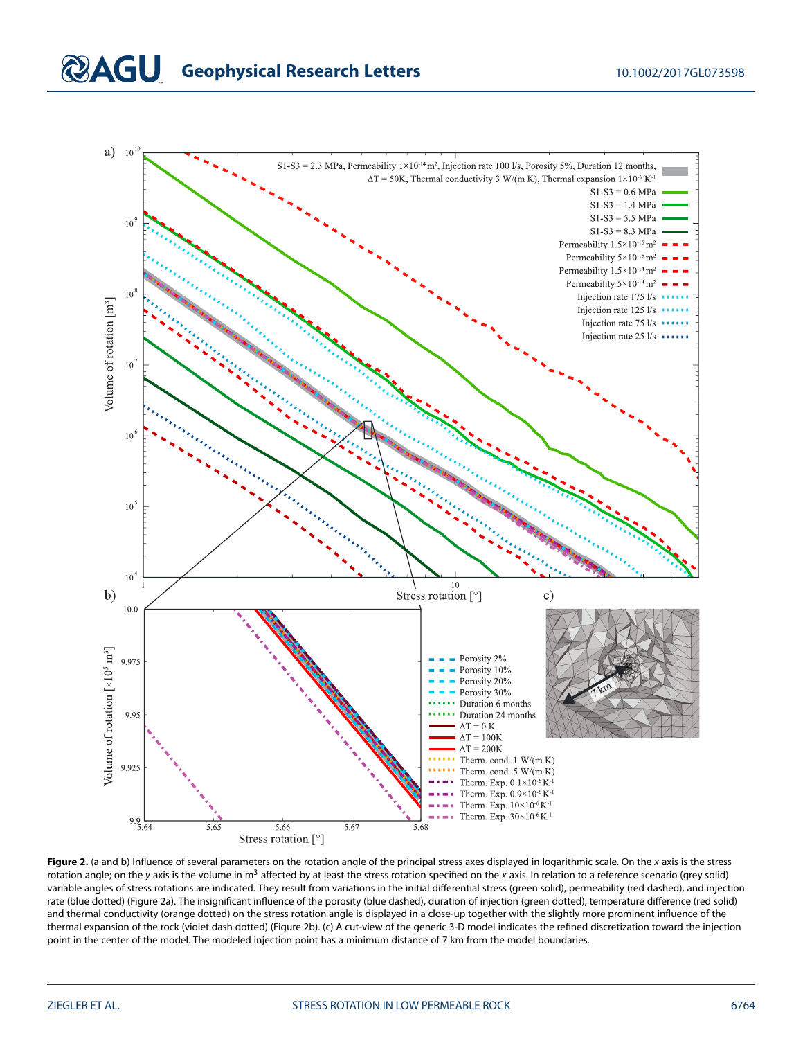a)

S1-S3 = 2.3 MPa, Permeability 1×10⁻¹⁴ m², Injection rate 100 l/s, Porosity 5%, Duration 12 months, ΔT = 50K, Thermal conductivity 3 W/(m K), Thermal expansion 1×10⁻⁶ K⁻¹

S1-S3 = 0.6 MPa
S1-S3 = 1.4 MPa
S1-S3 = 5.5 MPa
S1-S3 = 8.3 MPa
Permeability 1.5×10⁻¹⁵ m²
Permeability 5×10⁻¹⁵ m²
Permeability 1.5×10⁻¹⁴ m²
Permeability 5×10⁻¹⁴ m²
Injection rate 175 l/s
Injection rate 125 l/s
Injection rate 75 l/s
Injection rate 25 l/s

Volume of rotation [m³]

10¹⁰
10⁹
10⁸
10⁷
10⁶
10⁵
10⁴

1
10

Stress rotation [°]

b)

Volume of rotation [×10⁵ m³]

10.0
9.975
9.95
9.925
9.9

5.64
5.65
5.66
5.67
5.68

Stress rotation [°]

Porosity 2%
Porosity 10%
Porosity 20%
Porosity 30%
Duration 6 months
Duration 24 months
ΔT = 0 K
ΔT = 100K
ΔT = 200K
Therm. cond. 1 W/(m K)
Therm. cond. 5 W/(m K)
Therm. Exp. 0.1×10⁻⁶ K⁻¹
Therm. Exp. 0.9×10⁻⁶ K⁻¹
Therm. Exp. 10×10⁻⁶ K⁻¹
Therm. Exp. 30×10⁻⁶ K⁻¹

c)

7 km

**Figure 2.** (a and b) Influence of several parameters on the rotation angle of the principal stress axes displayed in logarithmic scale. On the *x* axis is the stress rotation angle; on the *y* axis is the volume in $m^3$ affected by at least the stress rotation specified on the *x* axis. In relation to a reference scenario (grey solid) variable angles of stress rotations are indicated. They result from variations in the initial differential stress (green solid), permeability (red dashed), and injection rate (blue dotted) (Figure 2a). The insignificant influence of the porosity (blue dashed), duration of injection (green dotted), temperature difference (red solid) and thermal conductivity (orange dotted) on the stress rotation angle is displayed in a close-up together with the slightly more prominent influence of the thermal expansion of the rock (violet dash dotted) (Figure 2b). (c) A cut-view of the generic 3-D model indicates the refined discretization toward the injection point in the center of the model. The modeled injection point has a minimum distance of 7 km from the model boundaries.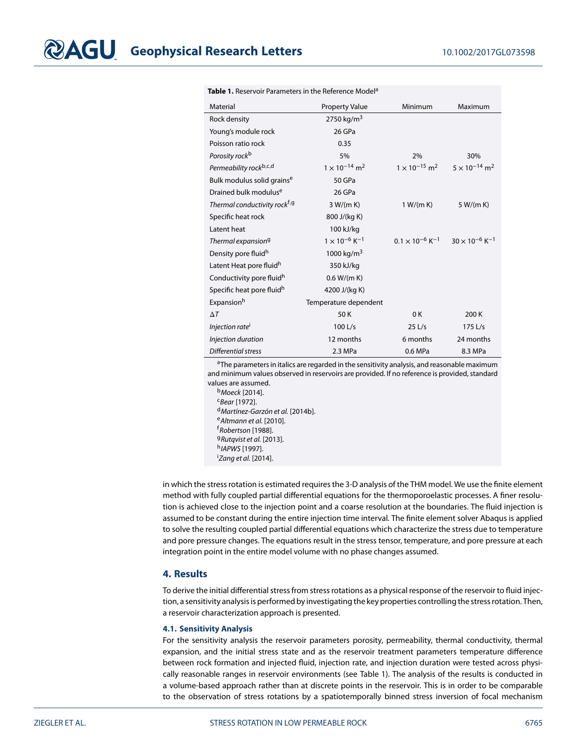**Table 1.** Reservoir Parameters in the Reference Model[a]

| Material | Property Value | Minimum | Maximum |
|---|---|---|---|
| Rock density | 2750 kg/m$^3$ | | |
| Young's module rock | 26 GPa | | |
| Poisson ratio rock | 0.35 | | |
| *Porosity rock*[b] | 5% | 2% | 30% |
| *Permeability rock*[b,c,d] | $1 \times 10^{-14}$ m$^2$ | $1 \times 10^{-15}$ m$^2$ | $5 \times 10^{-14}$ m$^2$ |
| Bulk modulus solid grains[e] | 50 GPa | | |
| Drained bulk modulus[e] | 26 GPa | | |
| *Thermal conductivity rock*[f,g] | 3 W/(m K) | 1 W/(m K) | 5 W/(m K) |
| Specific heat rock | 800 J/(kg K) | | |
| Latent heat | 100 kJ/kg | | |
| *Thermal expansion*[g] | $1 \times 10^{-6}$ K$^{-1}$ | $0.1 \times 10^{-6}$ K$^{-1}$ | $30 \times 10^{-6}$ K$^{-1}$ |
| Density pore fluid[h] | 1000 kg/m$^3$ | | |
| Latent Heat pore fluid[h] | 350 kJ/kg | | |
| Conductivity pore fluid[h] | 0.6 W/(m K) | | |
| Specific heat pore fluid[h] | 4200 J/(kg K) | | |
| Expansion[h] | Temperature dependent | | |
| $\Delta T$ | 50 K | 0 K | 200 K |
| *Injection rate*[i] | 100 L/s | 25 L/s | 175 L/s |
| *Injection duration* | 12 months | 6 months | 24 months |
| *Differential stress* | 2.3 MPa | 0.6 MPa | 8.3 MPa |

[a]The parameters in italics are regarded in the sensitivity analysis, and reasonable maximum and minimum values observed in reservoirs are provided. If no reference is provided, standard values are assumed.
[b]*Moeck* [2014].
[c]*Bear* [1972].
[d]*Martínez-Garzón et al.* [2014b].
[e]*Altmann et al.* [2010].
[f]*Robertson* [1988].
[g]*Rutqvist et al.* [2013].
[h]*IAPWS* [1997].
[i]*Zang et al.* [2014].

in which the stress rotation is estimated requires the 3-D analysis of the THM model. We use the finite element method with fully coupled partial differential equations for the thermoporoelastic processes. A finer resolution is achieved close to the injection point and a coarse resolution at the boundaries. The fluid injection is assumed to be constant during the entire injection time interval. The finite element solver Abaqus is applied to solve the resulting coupled partial differential equations which characterize the stress due to temperature and pore pressure changes. The equations result in the stress tensor, temperature, and pore pressure at each integration point in the entire model volume with no phase changes assumed.

## 4. Results

To derive the initial differential stress from stress rotations as a physical response of the reservoir to fluid injection, a sensitivity analysis is performed by investigating the key properties controlling the stress rotation. Then, a reservoir characterization approach is presented.

### 4.1. Sensitivity Analysis

For the sensitivity analysis the reservoir parameters porosity, permeability, thermal conductivity, thermal expansion, and the initial stress state and as the reservoir treatment parameters temperature difference between rock formation and injected fluid, injection rate, and injection duration were tested across physically reasonable ranges in reservoir environments (see Table 1). The analysis of the results is conducted in a volume-based approach rather than at discrete points in the reservoir. This is in order to be comparable to the observation of stress rotations by a spatiotemporally binned stress inversion of focal mechanism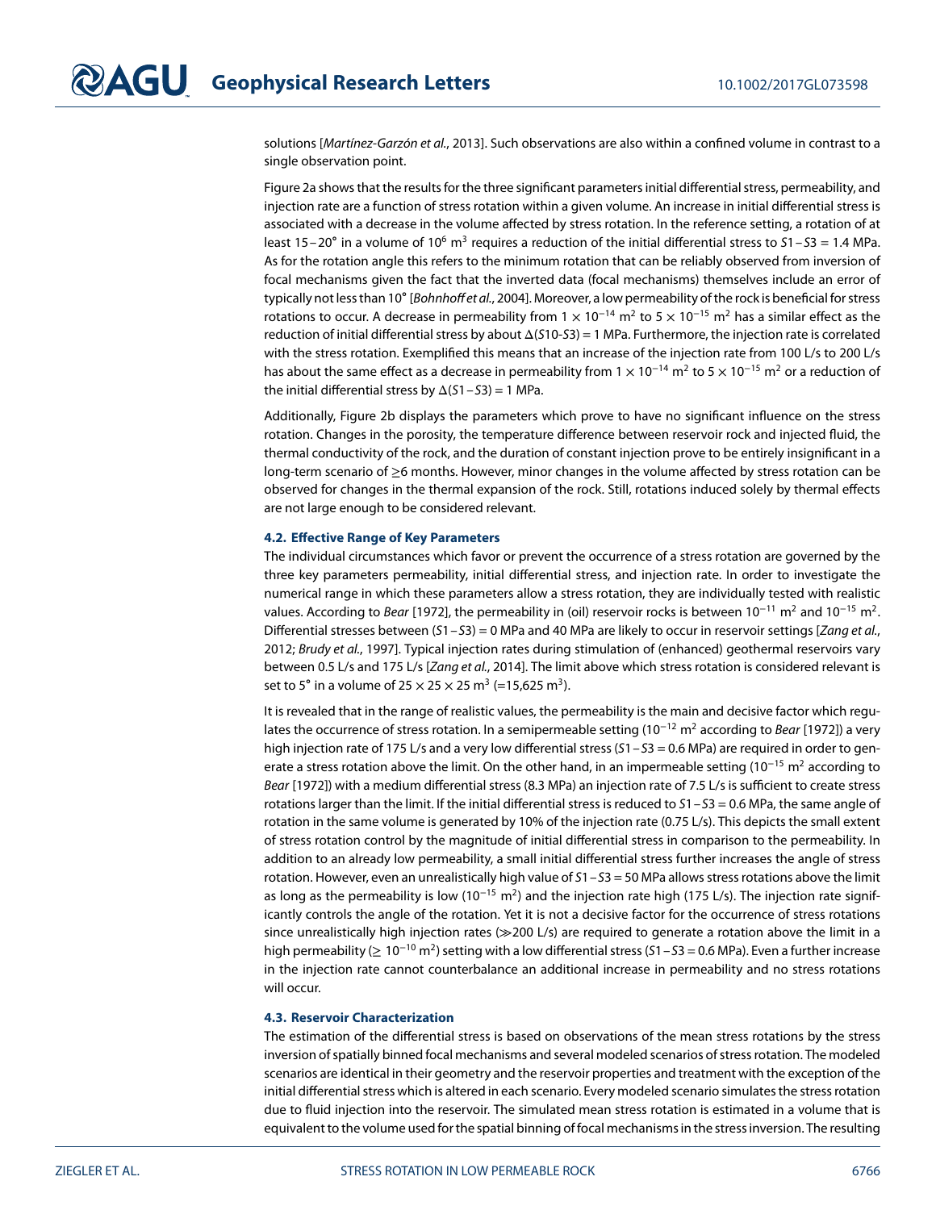solutions [*Martínez-Garzón et al.*, 2013]. Such observations are also within a confined volume in contrast to a single observation point.

Figure 2a shows that the results for the three significant parameters initial differential stress, permeability, and injection rate are a function of stress rotation within a given volume. An increase in initial differential stress is associated with a decrease in the volume affected by stress rotation. In the reference setting, a rotation of at least 15–20° in a volume of $10^6$ m$^3$ requires a reduction of the initial differential stress to $S1-S3$ = 1.4 MPa. As for the rotation angle this refers to the minimum rotation that can be reliably observed from inversion of focal mechanisms given the fact that the inverted data (focal mechanisms) themselves include an error of typically not less than 10° [*Bohnhoff et al.*, 2004]. Moreover, a low permeability of the rock is beneficial for stress rotations to occur. A decrease in permeability from $1 \times 10^{-14}$ m$^2$ to $5 \times 10^{-15}$ m$^2$ has a similar effect as the reduction of initial differential stress by about $\Delta(S10\text{-}S3)$ = 1 MPa. Furthermore, the injection rate is correlated with the stress rotation. Exemplified this means that an increase of the injection rate from 100 L/s to 200 L/s has about the same effect as a decrease in permeability from $1 \times 10^{-14}$ m$^2$ to $5 \times 10^{-15}$ m$^2$ or a reduction of the initial differential stress by $\Delta(S1-S3)$ = 1 MPa.

Additionally, Figure 2b displays the parameters which prove to have no significant influence on the stress rotation. Changes in the porosity, the temperature difference between reservoir rock and injected fluid, the thermal conductivity of the rock, and the duration of constant injection prove to be entirely insignificant in a long-term scenario of ≥6 months. However, minor changes in the volume affected by stress rotation can be observed for changes in the thermal expansion of the rock. Still, rotations induced solely by thermal effects are not large enough to be considered relevant.

### 4.2. Effective Range of Key Parameters

The individual circumstances which favor or prevent the occurrence of a stress rotation are governed by the three key parameters permeability, initial differential stress, and injection rate. In order to investigate the numerical range in which these parameters allow a stress rotation, they are individually tested with realistic values. According to *Bear* [1972], the permeability in (oil) reservoir rocks is between $10^{-11}$ m$^2$ and $10^{-15}$ m$^2$. Differential stresses between $(S1-S3)$ = 0 MPa and 40 MPa are likely to occur in reservoir settings [*Zang et al.*, 2012; *Brudy et al.*, 1997]. Typical injection rates during stimulation of (enhanced) geothermal reservoirs vary between 0.5 L/s and 175 L/s [*Zang et al.*, 2014]. The limit above which stress rotation is considered relevant is set to 5° in a volume of $25 \times 25 \times 25$ m$^3$ (=15,625 m$^3$).

It is revealed that in the range of realistic values, the permeability is the main and decisive factor which regulates the occurrence of stress rotation. In a semipermeable setting ($10^{-12}$ m$^2$ according to *Bear* [1972]) a very high injection rate of 175 L/s and a very low differential stress ($S1-S3$ = 0.6 MPa) are required in order to generate a stress rotation above the limit. On the other hand, in an impermeable setting ($10^{-15}$ m$^2$ according to *Bear* [1972]) with a medium differential stress (8.3 MPa) an injection rate of 7.5 L/s is sufficient to create stress rotations larger than the limit. If the initial differential stress is reduced to $S1-S3$ = 0.6 MPa, the same angle of rotation in the same volume is generated by 10% of the injection rate (0.75 L/s). This depicts the small extent of stress rotation control by the magnitude of initial differential stress in comparison to the permeability. In addition to an already low permeability, a small initial differential stress further increases the angle of stress rotation. However, even an unrealistically high value of $S1-S3$ = 50 MPa allows stress rotations above the limit as long as the permeability is low ($10^{-15}$ m$^2$) and the injection rate high (175 L/s). The injection rate significantly controls the angle of the rotation. Yet it is not a decisive factor for the occurrence of stress rotations since unrealistically high injection rates (≫200 L/s) are required to generate a rotation above the limit in a high permeability (≥ $10^{-10}$ m$^2$) setting with a low differential stress ($S1-S3$ = 0.6 MPa). Even a further increase in the injection rate cannot counterbalance an additional increase in permeability and no stress rotations will occur.

### 4.3. Reservoir Characterization

The estimation of the differential stress is based on observations of the mean stress rotations by the stress inversion of spatially binned focal mechanisms and several modeled scenarios of stress rotation. The modeled scenarios are identical in their geometry and the reservoir properties and treatment with the exception of the initial differential stress which is altered in each scenario. Every modeled scenario simulates the stress rotation due to fluid injection into the reservoir. The simulated mean stress rotation is estimated in a volume that is equivalent to the volume used for the spatial binning of focal mechanisms in the stress inversion. The resulting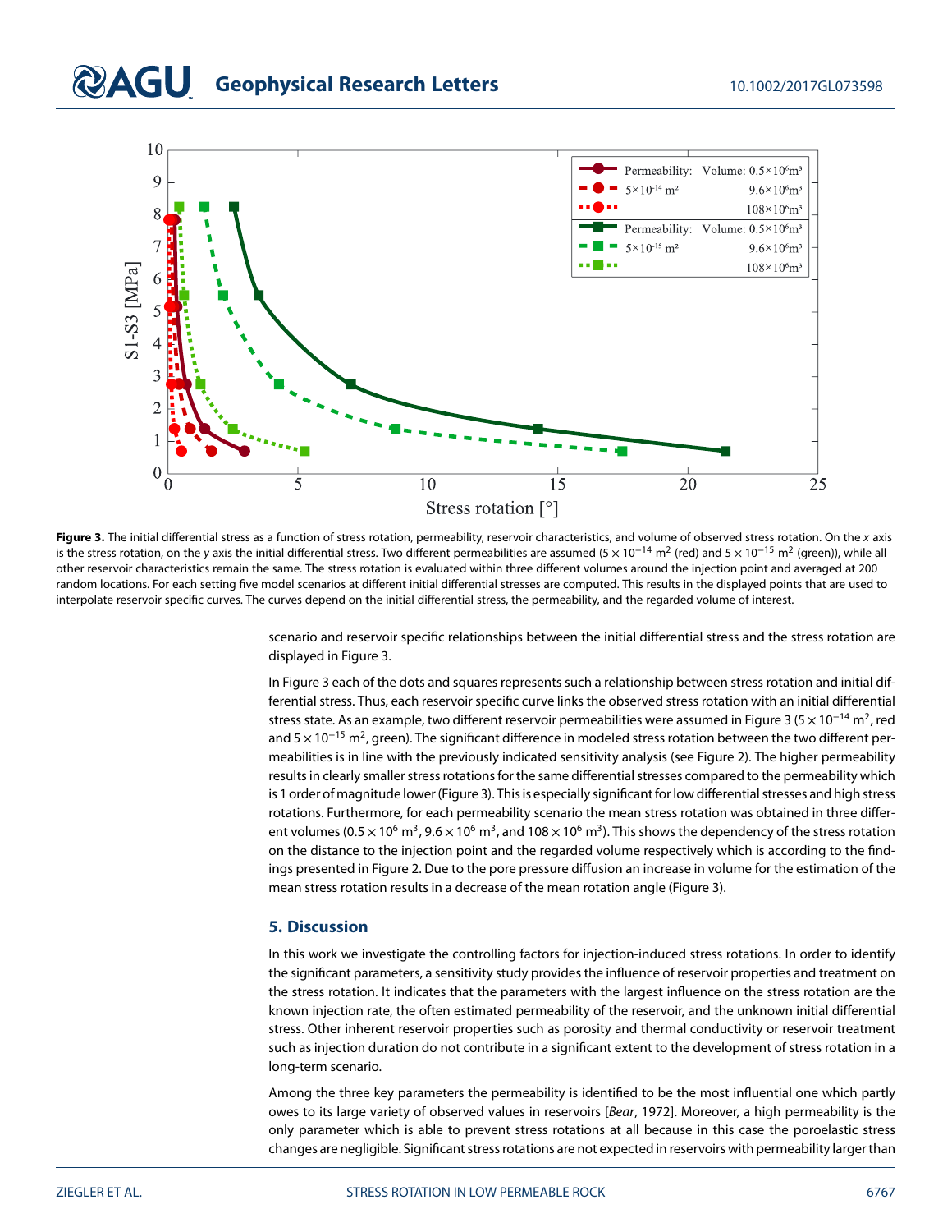10

9

8

7

6

5

4

3

2

1

0

0 5 10 15 20 25

S1-S3 [MPa]

Stress rotation [°]

Permeability: Volume: 0.5×10⁶m³

5×10⁻¹⁴ m² 9.6×10⁶m³

108×10⁶m³

Permeability: Volume: 0.5×10⁶m³

5×10⁻¹⁵ m² 9.6×10⁶m³

108×10⁶m³

**Figure 3.** The initial differential stress as a function of stress rotation, permeability, reservoir characteristics, and volume of observed stress rotation. On the *x* axis is the stress rotation, on the *y* axis the initial differential stress. Two different permeabilities are assumed ($5 \times 10^{-14}$ m$^2$ (red) and $5 \times 10^{-15}$ m$^2$ (green)), while all other reservoir characteristics remain the same. The stress rotation is evaluated within three different volumes around the injection point and averaged at 200 random locations. For each setting five model scenarios at different initial differential stresses are computed. This results in the displayed points that are used to interpolate reservoir specific curves. The curves depend on the initial differential stress, the permeability, and the regarded volume of interest.

scenario and reservoir specific relationships between the initial differential stress and the stress rotation are displayed in Figure 3.

In Figure 3 each of the dots and squares represents such a relationship between stress rotation and initial differential stress. Thus, each reservoir specific curve links the observed stress rotation with an initial differential stress state. As an example, two different reservoir permeabilities were assumed in Figure 3 ($5 \times 10^{-14}$ m$^2$, red and $5 \times 10^{-15}$ m$^2$, green). The significant difference in modeled stress rotation between the two different permeabilities is in line with the previously indicated sensitivity analysis (see Figure 2). The higher permeability results in clearly smaller stress rotations for the same differential stresses compared to the permeability which is 1 order of magnitude lower (Figure 3). This is especially significant for low differential stresses and high stress rotations. Furthermore, for each permeability scenario the mean stress rotation was obtained in three different volumes ($0.5 \times 10^6$ m$^3$, $9.6 \times 10^6$ m$^3$, and $108 \times 10^6$ m$^3$). This shows the dependency of the stress rotation on the distance to the injection point and the regarded volume respectively which is according to the findings presented in Figure 2. Due to the pore pressure diffusion an increase in volume for the estimation of the mean stress rotation results in a decrease of the mean rotation angle (Figure 3).

## 5. Discussion

In this work we investigate the controlling factors for injection-induced stress rotations. In order to identify the significant parameters, a sensitivity study provides the influence of reservoir properties and treatment on the stress rotation. It indicates that the parameters with the largest influence on the stress rotation are the known injection rate, the often estimated permeability of the reservoir, and the unknown initial differential stress. Other inherent reservoir properties such as porosity and thermal conductivity or reservoir treatment such as injection duration do not contribute in a significant extent to the development of stress rotation in a long-term scenario.

Among the three key parameters the permeability is identified to be the most influential one which partly owes to its large variety of observed values in reservoirs [*Bear*, 1972]. Moreover, a high permeability is the only parameter which is able to prevent stress rotations at all because in this case the poroelastic stress changes are negligible. Significant stress rotations are not expected in reservoirs with permeability larger than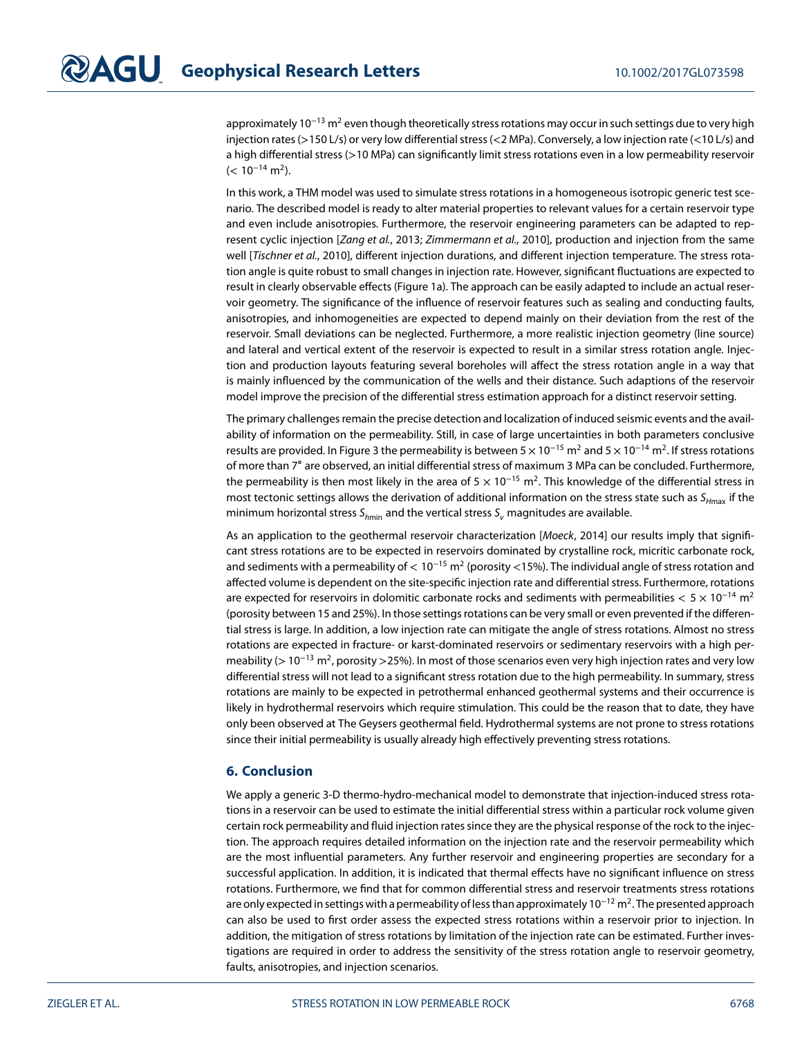approximately $10^{-13}$ m$^2$ even though theoretically stress rotations may occur in such settings due to very high injection rates (>150 L/s) or very low differential stress (<2 MPa). Conversely, a low injection rate (<10 L/s) and a high differential stress (>10 MPa) can significantly limit stress rotations even in a low permeability reservoir ($< 10^{-14}$ m$^2$).

In this work, a THM model was used to simulate stress rotations in a homogeneous isotropic generic test scenario. The described model is ready to alter material properties to relevant values for a certain reservoir type and even include anisotropies. Furthermore, the reservoir engineering parameters can be adapted to represent cyclic injection [*Zang et al.*, 2013; *Zimmermann et al.*, 2010], production and injection from the same well [*Tischner et al.*, 2010], different injection durations, and different injection temperature. The stress rotation angle is quite robust to small changes in injection rate. However, significant fluctuations are expected to result in clearly observable effects (Figure 1a). The approach can be easily adapted to include an actual reservoir geometry. The significance of the influence of reservoir features such as sealing and conducting faults, anisotropies, and inhomogeneities are expected to depend mainly on their deviation from the rest of the reservoir. Small deviations can be neglected. Furthermore, a more realistic injection geometry (line source) and lateral and vertical extent of the reservoir is expected to result in a similar stress rotation angle. Injection and production layouts featuring several boreholes will affect the stress rotation angle in a way that is mainly influenced by the communication of the wells and their distance. Such adaptions of the reservoir model improve the precision of the differential stress estimation approach for a distinct reservoir setting.

The primary challenges remain the precise detection and localization of induced seismic events and the availability of information on the permeability. Still, in case of large uncertainties in both parameters conclusive results are provided. In Figure 3 the permeability is between $5 \times 10^{-15}$ m$^2$ and $5 \times 10^{-14}$ m$^2$. If stress rotations of more than 7° are observed, an initial differential stress of maximum 3 MPa can be concluded. Furthermore, the permeability is then most likely in the area of $5 \times 10^{-15}$ m$^2$. This knowledge of the differential stress in most tectonic settings allows the derivation of additional information on the stress state such as $S_{H\max}$ if the minimum horizontal stress $S_{h\min}$ and the vertical stress $S_v$ magnitudes are available.

As an application to the geothermal reservoir characterization [*Moeck*, 2014] our results imply that significant stress rotations are to be expected in reservoirs dominated by crystalline rock, micritic carbonate rock, and sediments with a permeability of $< 10^{-15}$ m$^2$ (porosity <15%). The individual angle of stress rotation and affected volume is dependent on the site-specific injection rate and differential stress. Furthermore, rotations are expected for reservoirs in dolomitic carbonate rocks and sediments with permeabilities $< 5 \times 10^{-14}$ m$^2$ (porosity between 15 and 25%). In those settings rotations can be very small or even prevented if the differential stress is large. In addition, a low injection rate can mitigate the angle of stress rotations. Almost no stress rotations are expected in fracture- or karst-dominated reservoirs or sedimentary reservoirs with a high permeability ($> 10^{-13}$ m$^2$, porosity >25%). In most of those scenarios even very high injection rates and very low differential stress will not lead to a significant stress rotation due to the high permeability. In summary, stress rotations are mainly to be expected in petrothermal enhanced geothermal systems and their occurrence is likely in hydrothermal reservoirs which require stimulation. This could be the reason that to date, they have only been observed at The Geysers geothermal field. Hydrothermal systems are not prone to stress rotations since their initial permeability is usually already high effectively preventing stress rotations.

## 6. Conclusion

We apply a generic 3-D thermo-hydro-mechanical model to demonstrate that injection-induced stress rotations in a reservoir can be used to estimate the initial differential stress within a particular rock volume given certain rock permeability and fluid injection rates since they are the physical response of the rock to the injection. The approach requires detailed information on the injection rate and the reservoir permeability which are the most influential parameters. Any further reservoir and engineering properties are secondary for a successful application. In addition, it is indicated that thermal effects have no significant influence on stress rotations. Furthermore, we find that for common differential stress and reservoir treatments stress rotations are only expected in settings with a permeability of less than approximately $10^{-12}$ m$^2$. The presented approach can also be used to first order assess the expected stress rotations within a reservoir prior to injection. In addition, the mitigation of stress rotations by limitation of the injection rate can be estimated. Further investigations are required in order to address the sensitivity of the stress rotation angle to reservoir geometry, faults, anisotropies, and injection scenarios.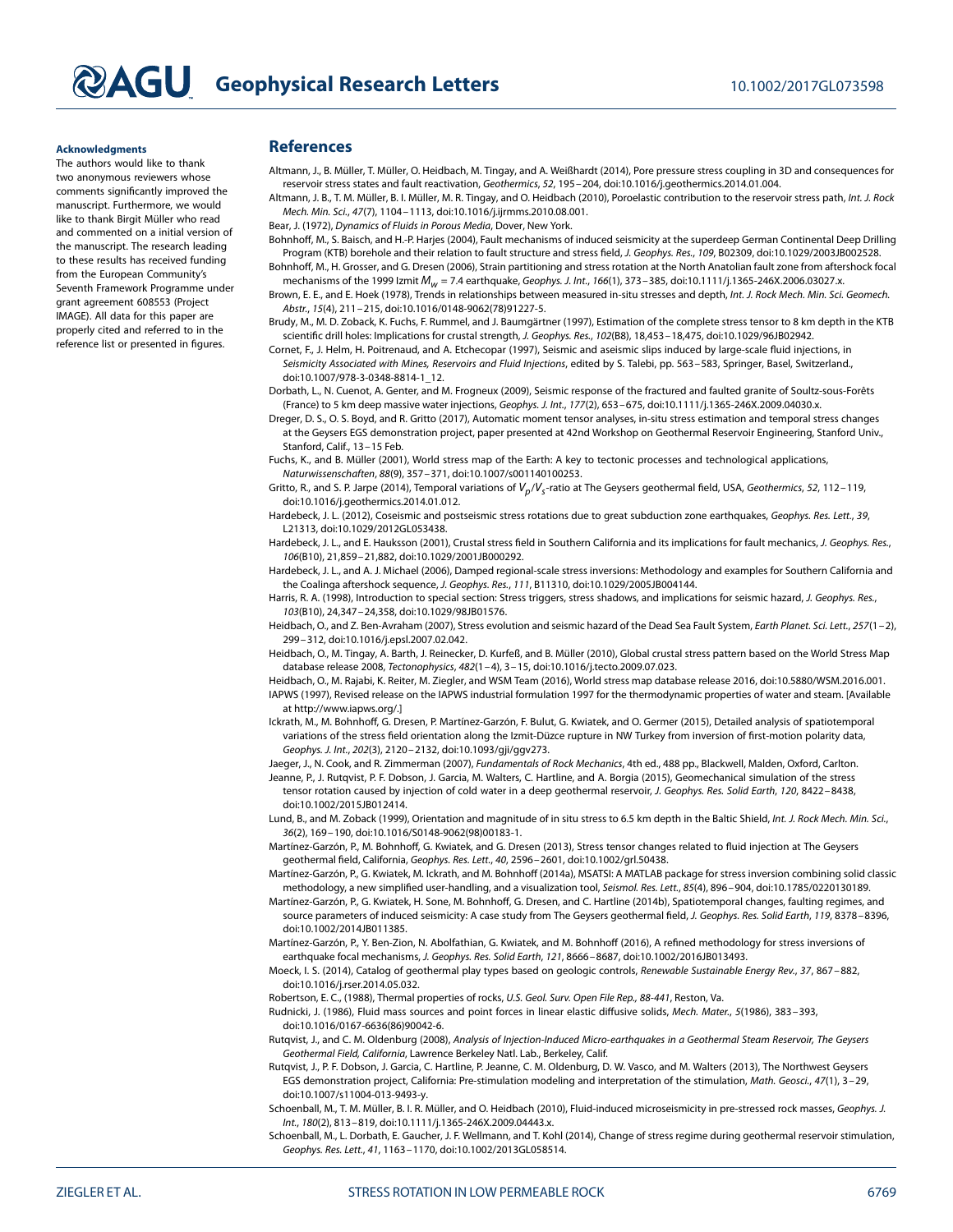#### Acknowledgments

The authors would like to thank two anonymous reviewers whose comments significantly improved the manuscript. Furthermore, we would like to thank Birgit Müller who read and commented on a initial version of the manuscript. The research leading to these results has received funding from the European Community's Seventh Framework Programme under grant agreement 608553 (Project IMAGE). All data for this paper are properly cited and referred to in the reference list or presented in figures.

## References

Altmann, J., B. Müller, T. Müller, O. Heidbach, M. Tingay, and A. Weißhardt (2014), Pore pressure stress coupling in 3D and consequences for reservoir stress states and fault reactivation, *Geothermics*, *52*, 195–204, doi:10.1016/j.geothermics.2014.01.004.

Altmann, J. B., T. M. Müller, B. I. Müller, M. R. Tingay, and O. Heidbach (2010), Poroelastic contribution to the reservoir stress path, *Int. J. Rock Mech. Min. Sci.*, *47*(7), 1104–1113, doi:10.1016/j.ijrmms.2010.08.001.

Bear, J. (1972), *Dynamics of Fluids in Porous Media*, Dover, New York.

Bohnhoff, M., S. Baisch, and H.-P. Harjes (2004), Fault mechanisms of induced seismicity at the superdeep German Continental Deep Drilling Program (KTB) borehole and their relation to fault structure and stress field, *J. Geophys. Res.*, *109*, B02309, doi:10.1029/2003JB002528.

Bohnhoff, M., H. Grosser, and G. Dresen (2006), Strain partitioning and stress rotation at the North Anatolian fault zone from aftershock focal mechanisms of the 1999 Izmit $M_w$ = 7.4 earthquake, *Geophys. J. Int.*, *166*(1), 373–385, doi:10.1111/j.1365-246X.2006.03027.x.

Brown, E. E., and E. Hoek (1978), Trends in relationships between measured in-situ stresses and depth, *Int. J. Rock Mech. Min. Sci. Geomech. Abstr.*, *15*(4), 211–215, doi:10.1016/0148-9062(78)91227-5.

Brudy, M., M. D. Zoback, K. Fuchs, F. Rummel, and J. Baumgärtner (1997), Estimation of the complete stress tensor to 8 km depth in the KTB scientific drill holes: Implications for crustal strength, *J. Geophys. Res.*, *102*(B8), 18,453–18,475, doi:10.1029/96JB02942.

Cornet, F., J. Helm, H. Poitrenaud, and A. Etchecopar (1997), Seismic and aseismic slips induced by large-scale fluid injections, in *Seismicity Associated with Mines, Reservoirs and Fluid Injections*, edited by S. Talebi, pp. 563–583, Springer, Basel, Switzerland., doi:10.1007/978-3-0348-8814-1_12.

Dorbath, L., N. Cuenot, A. Genter, and M. Frogneux (2009), Seismic response of the fractured and faulted granite of Soultz-sous-Forêts (France) to 5 km deep massive water injections, *Geophys. J. Int.*, *177*(2), 653–675, doi:10.1111/j.1365-246X.2009.04030.x.

Dreger, D. S., O. S. Boyd, and R. Gritto (2017), Automatic moment tensor analyses, in-situ stress estimation and temporal stress changes at the Geysers EGS demonstration project, paper presented at 42nd Workshop on Geothermal Reservoir Engineering, Stanford Univ., Stanford, Calif., 13–15 Feb.

Fuchs, K., and B. Müller (2001), World stress map of the Earth: A key to tectonic processes and technological applications, *Naturwissenschaften*, *88*(9), 357–371, doi:10.1007/s001140100253.

Gritto, R., and S. P. Jarpe (2014), Temporal variations of $V_p/V_s$-ratio at The Geysers geothermal field, USA, *Geothermics*, *52*, 112–119, doi:10.1016/j.geothermics.2014.01.012.

Hardebeck, J. L. (2012), Coseismic and postseismic stress rotations due to great subduction zone earthquakes, *Geophys. Res. Lett.*, *39*, L21313, doi:10.1029/2012GL053438.

Hardebeck, J. L., and E. Hauksson (2001), Crustal stress field in Southern California and its implications for fault mechanics, *J. Geophys. Res.*, *106*(B10), 21,859–21,882, doi:10.1029/2001JB000292.

Hardebeck, J. L., and A. J. Michael (2006), Damped regional-scale stress inversions: Methodology and examples for Southern California and the Coalinga aftershock sequence, *J. Geophys. Res.*, *111*, B11310, doi:10.1029/2005JB004144.

Harris, R. A. (1998), Introduction to special section: Stress triggers, stress shadows, and implications for seismic hazard, *J. Geophys. Res.*, *103*(B10), 24,347–24,358, doi:10.1029/98JB01576.

Heidbach, O., and Z. Ben-Avraham (2007), Stress evolution and seismic hazard of the Dead Sea Fault System, *Earth Planet. Sci. Lett.*, *257*(1–2), 299–312, doi:10.1016/j.epsl.2007.02.042.

Heidbach, O., M. Tingay, A. Barth, J. Reinecker, D. Kurfeß, and B. Müller (2010), Global crustal stress pattern based on the World Stress Map database release 2008, *Tectonophysics*, *482*(1–4), 3–15, doi:10.1016/j.tecto.2009.07.023.

Heidbach, O., M. Rajabi, K. Reiter, M. Ziegler, and WSM Team (2016), World stress map database release 2016, doi:10.5880/WSM.2016.001.

IAPWS (1997), Revised release on the IAPWS industrial formulation 1997 for the thermodynamic properties of water and steam. [Available at http://www.iapws.org/.]

Ickrath, M., M. Bohnhoff, G. Dresen, P. Martínez-Garzón, F. Bulut, G. Kwiatek, and O. Germer (2015), Detailed analysis of spatiotemporal variations of the stress field orientation along the Izmit-Düzce rupture in NW Turkey from inversion of first-motion polarity data, *Geophys. J. Int.*, *202*(3), 2120–2132, doi:10.1093/gji/ggv273.

Jaeger, J., N. Cook, and R. Zimmerman (2007), *Fundamentals of Rock Mechanics*, 4th ed., 488 pp., Blackwell, Malden, Oxford, Carlton.

Jeanne, P., J. Rutqvist, P. F. Dobson, J. Garcia, M. Walters, C. Hartline, and A. Borgia (2015), Geomechanical simulation of the stress tensor rotation caused by injection of cold water in a deep geothermal reservoir, *J. Geophys. Res. Solid Earth*, *120*, 8422–8438, doi:10.1002/2015JB012414.

Lund, B., and M. Zoback (1999), Orientation and magnitude of in situ stress to 6.5 km depth in the Baltic Shield, *Int. J. Rock Mech. Min. Sci.*, *36*(2), 169–190, doi:10.1016/S0148-9062(98)00183-1.

Martínez-Garzón, P., M. Bohnhoff, G. Kwiatek, and G. Dresen (2013), Stress tensor changes related to fluid injection at The Geysers geothermal field, California, *Geophys. Res. Lett.*, *40*, 2596–2601, doi:10.1002/grl.50438.

Martínez-Garzón, P., G. Kwiatek, M. Ickrath, and M. Bohnhoff (2014a), MSATSI: A MATLAB package for stress inversion combining solid classic methodology, a new simplified user-handling, and a visualization tool, *Seismol. Res. Lett.*, *85*(4), 896–904, doi:10.1785/0220130189.

Martínez-Garzón, P., G. Kwiatek, H. Sone, M. Bohnhoff, G. Dresen, and C. Hartline (2014b), Spatiotemporal changes, faulting regimes, and source parameters of induced seismicity: A case study from The Geysers geothermal field, *J. Geophys. Res. Solid Earth*, *119*, 8378–8396, doi:10.1002/2014JB011385.

Martínez-Garzón, P., Y. Ben-Zion, N. Abolfathian, G. Kwiatek, and M. Bohnhoff (2016), A refined methodology for stress inversions of earthquake focal mechanisms, *J. Geophys. Res. Solid Earth*, *121*, 8666–8687, doi:10.1002/2016JB013493.

Moeck, I. S. (2014), Catalog of geothermal play types based on geologic controls, *Renewable Sustainable Energy Rev.*, *37*, 867–882, doi:10.1016/j.rser.2014.05.032.

Robertson, E. C., (1988), Thermal properties of rocks, *U.S. Geol. Surv. Open File Rep., 88-441*, Reston, Va.

Rudnicki, J. (1986), Fluid mass sources and point forces in linear elastic diffusive solids, *Mech. Mater.*, *5*(1986), 383–393, doi:10.1016/0167-6636(86)90042-6.

Rutqvist, J., and C. M. Oldenburg (2008), *Analysis of Injection-Induced Micro-earthquakes in a Geothermal Steam Reservoir, The Geysers Geothermal Field, California*, Lawrence Berkeley Natl. Lab., Berkeley, Calif.

Rutqvist, J., P. F. Dobson, J. Garcia, C. Hartline, P. Jeanne, C. M. Oldenburg, D. W. Vasco, and M. Walters (2013), The Northwest Geysers EGS demonstration project, California: Pre-stimulation modeling and interpretation of the stimulation, *Math. Geosci.*, *47*(1), 3–29, doi:10.1007/s11004-013-9493-y.

Schoenball, M., T. M. Müller, B. I. R. Müller, and O. Heidbach (2010), Fluid-induced microseismicity in pre-stressed rock masses, *Geophys. J. Int.*, *180*(2), 813–819, doi:10.1111/j.1365-246X.2009.04443.x.

Schoenball, M., L. Dorbath, E. Gaucher, J. F. Wellmann, and T. Kohl (2014), Change of stress regime during geothermal reservoir stimulation, *Geophys. Res. Lett.*, *41*, 1163–1170, doi:10.1002/2013GL058514.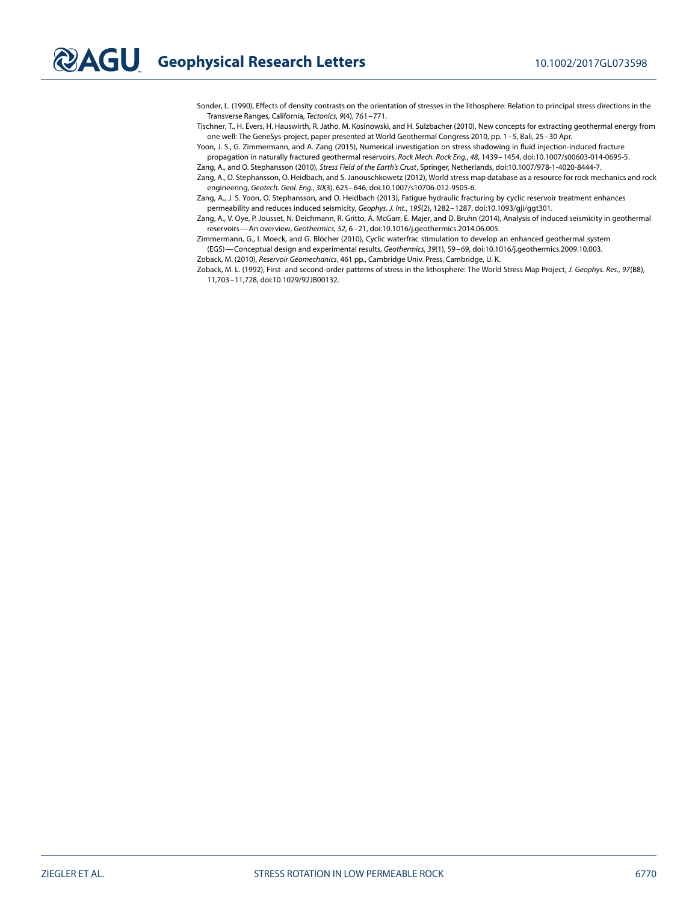Sonder, L. (1990), Effects of density contrasts on the orientation of stresses in the lithosphere: Relation to principal stress directions in the Transverse Ranges, California, *Tectonics*, *9*(4), 761–771.

Tischner, T., H. Evers, H. Hauswirth, R. Jatho, M. Kosinowski, and H. Sulzbacher (2010), New concepts for extracting geothermal energy from one well: The GeneSys-project, paper presented at World Geothermal Congress 2010, pp. 1–5, Bali, 25–30 Apr.

Yoon, J. S., G. Zimmermann, and A. Zang (2015), Numerical investigation on stress shadowing in fluid injection-induced fracture propagation in naturally fractured geothermal reservoirs, *Rock Mech. Rock Eng.*, *48*, 1439–1454, doi:10.1007/s00603-014-0695-5.

Zang, A., and O. Stephansson (2010), *Stress Field of the Earth's Crust*, Springer, Netherlands, doi:10.1007/978-1-4020-8444-7.

Zang, A., O. Stephansson, O. Heidbach, and S. Janouschkowetz (2012), World stress map database as a resource for rock mechanics and rock engineering, *Geotech. Geol. Eng.*, *30*(3), 625–646, doi:10.1007/s10706-012-9505-6.

Zang, A., J. S. Yoon, O. Stephansson, and O. Heidbach (2013), Fatigue hydraulic fracturing by cyclic reservoir treatment enhances permeability and reduces induced seismicity, *Geophys. J. Int.*, *195*(2), 1282–1287, doi:10.1093/gji/ggt301.

Zang, A., V. Oye, P. Jousset, N. Deichmann, R. Gritto, A. McGarr, E. Majer, and D. Bruhn (2014), Analysis of induced seismicity in geothermal reservoirs—An overview, *Geothermics*, *52*, 6–21, doi:10.1016/j.geothermics.2014.06.005.

Zimmermann, G., I. Moeck, and G. Blöcher (2010), Cyclic waterfrac stimulation to develop an enhanced geothermal system (EGS)—Conceptual design and experimental results, *Geothermics*, *39*(1), 59–69, doi:10.1016/j.geothermics.2009.10.003.

Zoback, M. (2010), *Reservoir Geomechanics*, 461 pp., Cambridge Univ. Press, Cambridge, U. K.

Zoback, M. L. (1992), First- and second-order patterns of stress in the lithosphere: The World Stress Map Project, *J. Geophys. Res.*, *97*(B8), 11,703–11,728, doi:10.1029/92JB00132.